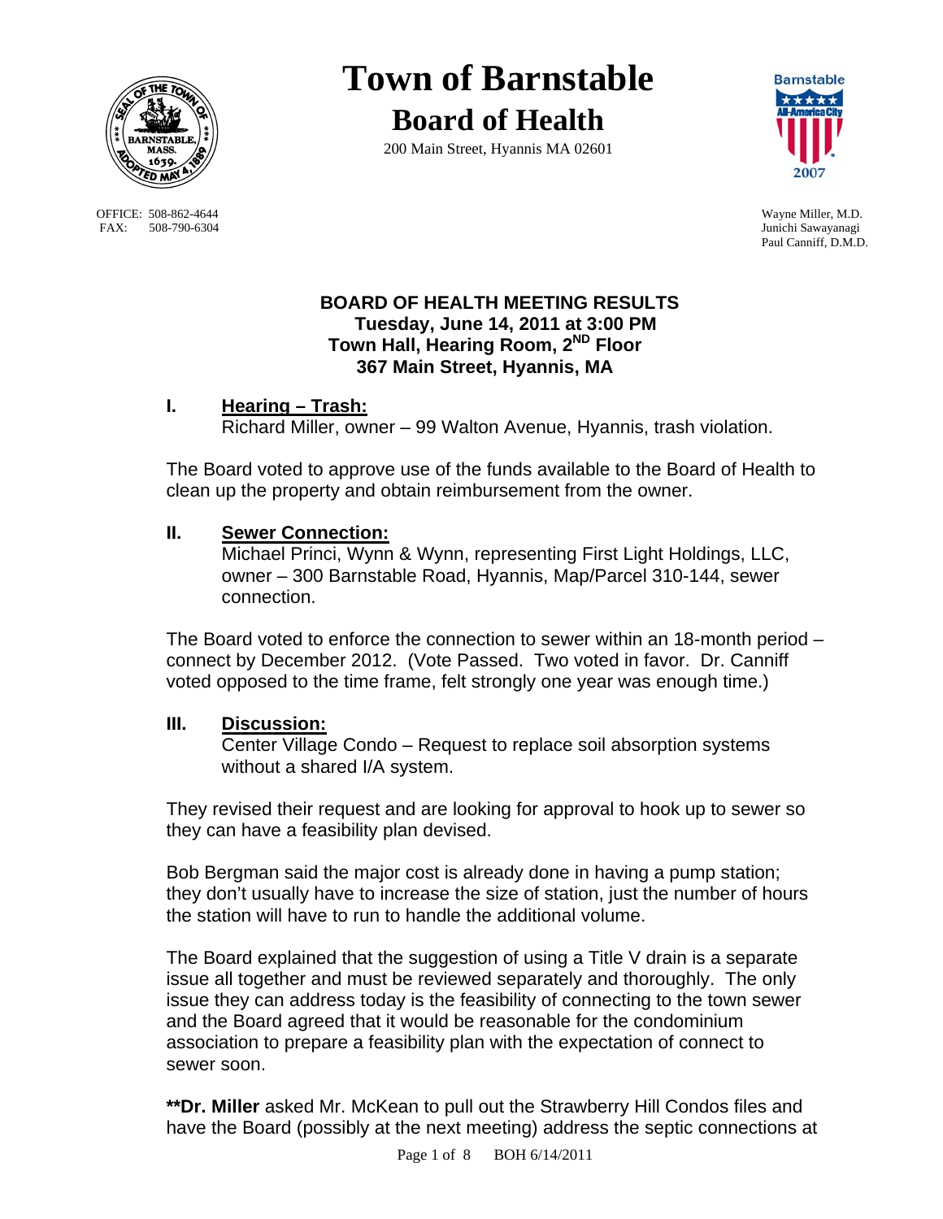# Town of Barnstable

## Board of Health

200 Main Street, Hyannis MA 02601

OFFICE: 508-862-4644
FAX: 508-790-6304

Wayne Miller, M.D.
Junichi Sawayanagi
Paul Canniff, D.M.D.

### BOARD OF HEALTH MEETING RESULTS
**Tuesday, June 14, 2011 at 3:00 PM**
**Town Hall, Hearing Room, 2ND Floor**
**367 Main Street, Hyannis, MA**

**I. Hearing – Trash:**
Richard Miller, owner – 99 Walton Avenue, Hyannis, trash violation.

The Board voted to approve use of the funds available to the Board of Health to clean up the property and obtain reimbursement from the owner.

**II. Sewer Connection:**
Michael Princi, Wynn & Wynn, representing First Light Holdings, LLC, owner – 300 Barnstable Road, Hyannis, Map/Parcel 310-144, sewer connection.

The Board voted to enforce the connection to sewer within an 18-month period – connect by December 2012. (Vote Passed. Two voted in favor. Dr. Canniff voted opposed to the time frame, felt strongly one year was enough time.)

**III. Discussion:**
Center Village Condo – Request to replace soil absorption systems without a shared I/A system.

They revised their request and are looking for approval to hook up to sewer so they can have a feasibility plan devised.

Bob Bergman said the major cost is already done in having a pump station; they don't usually have to increase the size of station, just the number of hours the station will have to run to handle the additional volume.

The Board explained that the suggestion of using a Title V drain is a separate issue all together and must be reviewed separately and thoroughly. The only issue they can address today is the feasibility of connecting to the town sewer and the Board agreed that it would be reasonable for the condominium association to prepare a feasibility plan with the expectation of connect to sewer soon.

**\*\*Dr. Miller** asked Mr. McKean to pull out the Strawberry Hill Condos files and have the Board (possibly at the next meeting) address the septic connections at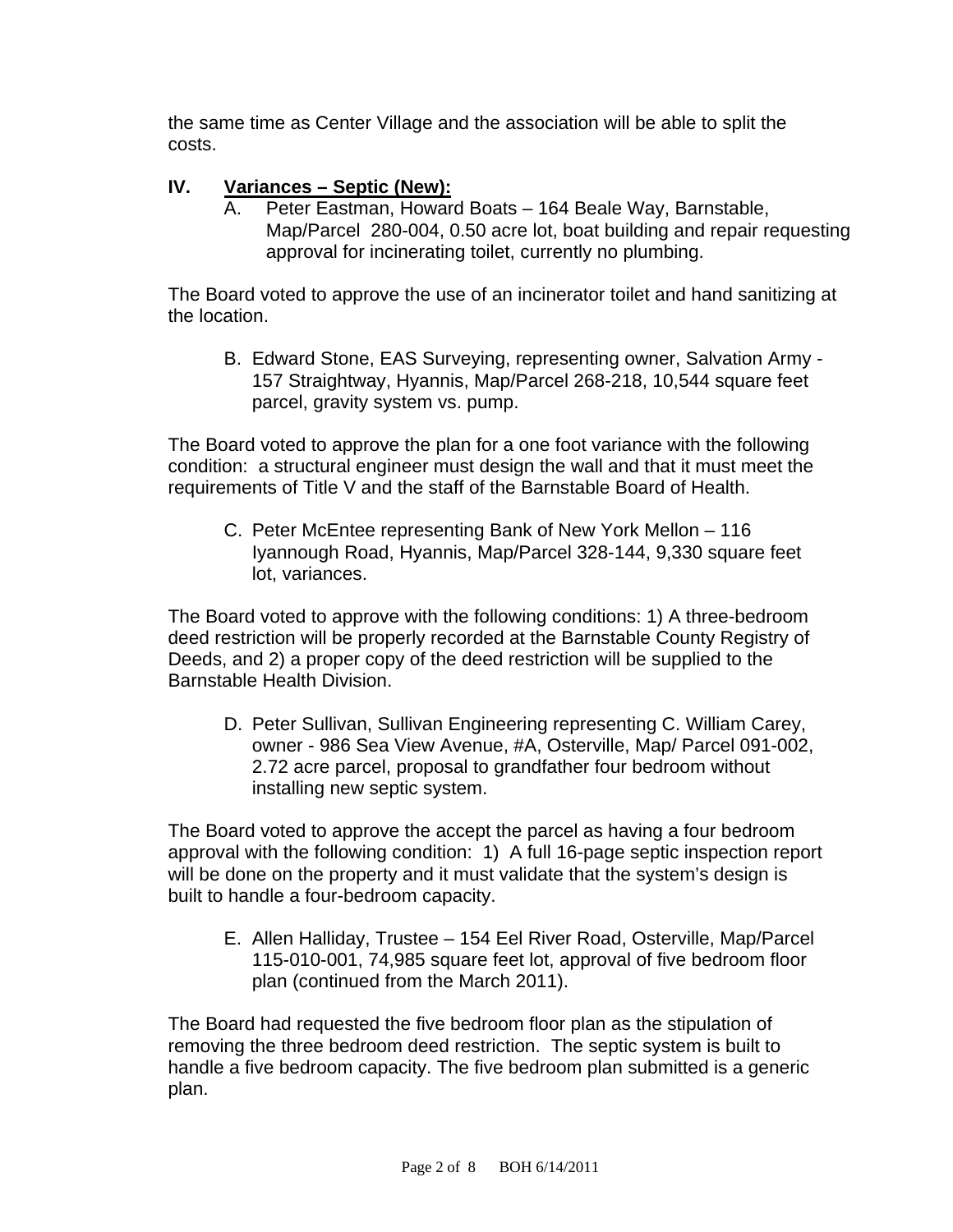the same time as Center Village and the association will be able to split the costs.

## IV. Variances – Septic (New):

A. Peter Eastman, Howard Boats – 164 Beale Way, Barnstable, Map/Parcel 280-004, 0.50 acre lot, boat building and repair requesting approval for incinerating toilet, currently no plumbing.

The Board voted to approve the use of an incinerator toilet and hand sanitizing at the location.

B. Edward Stone, EAS Surveying, representing owner, Salvation Army - 157 Straightway, Hyannis, Map/Parcel 268-218, 10,544 square feet parcel, gravity system vs. pump.

The Board voted to approve the plan for a one foot variance with the following condition: a structural engineer must design the wall and that it must meet the requirements of Title V and the staff of the Barnstable Board of Health.

C. Peter McEntee representing Bank of New York Mellon – 116 Iyannough Road, Hyannis, Map/Parcel 328-144, 9,330 square feet lot, variances.

The Board voted to approve with the following conditions: 1) A three-bedroom deed restriction will be properly recorded at the Barnstable County Registry of Deeds, and 2) a proper copy of the deed restriction will be supplied to the Barnstable Health Division.

D. Peter Sullivan, Sullivan Engineering representing C. William Carey, owner - 986 Sea View Avenue, #A, Osterville, Map/ Parcel 091-002, 2.72 acre parcel, proposal to grandfather four bedroom without installing new septic system.

The Board voted to approve the accept the parcel as having a four bedroom approval with the following condition: 1) A full 16-page septic inspection report will be done on the property and it must validate that the system's design is built to handle a four-bedroom capacity.

E. Allen Halliday, Trustee – 154 Eel River Road, Osterville, Map/Parcel 115-010-001, 74,985 square feet lot, approval of five bedroom floor plan (continued from the March 2011).

The Board had requested the five bedroom floor plan as the stipulation of removing the three bedroom deed restriction. The septic system is built to handle a five bedroom capacity. The five bedroom plan submitted is a generic plan.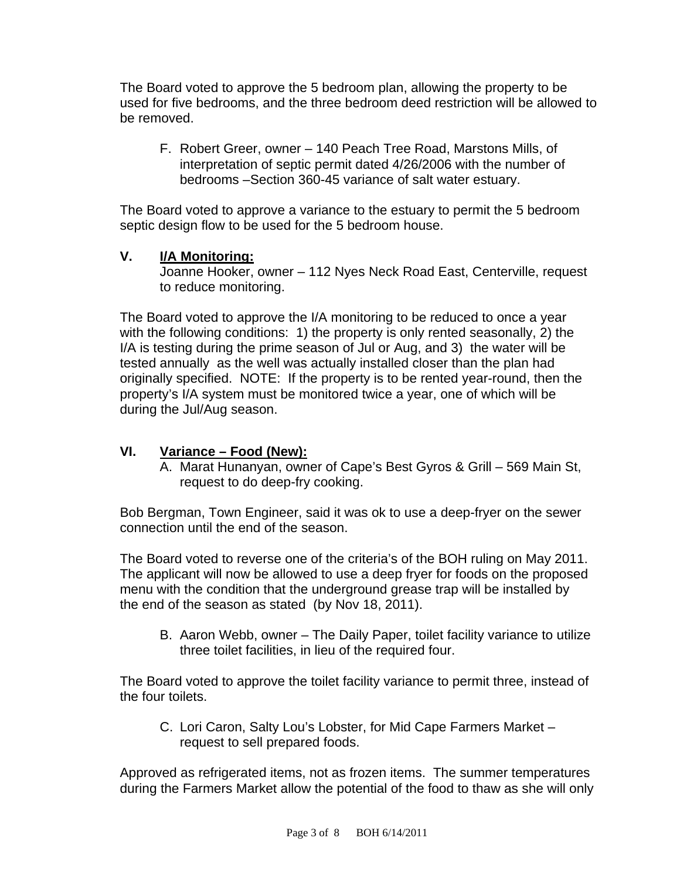The Board voted to approve the 5 bedroom plan, allowing the property to be used for five bedrooms, and the three bedroom deed restriction will be allowed to be removed.

F. Robert Greer, owner – 140 Peach Tree Road, Marstons Mills, of interpretation of septic permit dated 4/26/2006 with the number of bedrooms –Section 360-45 variance of salt water estuary.

The Board voted to approve a variance to the estuary to permit the 5 bedroom septic design flow to be used for the 5 bedroom house.

## V. I/A Monitoring:

Joanne Hooker, owner – 112 Nyes Neck Road East, Centerville, request to reduce monitoring.

The Board voted to approve the I/A monitoring to be reduced to once a year with the following conditions: 1) the property is only rented seasonally, 2) the I/A is testing during the prime season of Jul or Aug, and 3) the water will be tested annually as the well was actually installed closer than the plan had originally specified. NOTE: If the property is to be rented year-round, then the property's I/A system must be monitored twice a year, one of which will be during the Jul/Aug season.

## VI. Variance – Food (New):

A. Marat Hunanyan, owner of Cape's Best Gyros & Grill – 569 Main St, request to do deep-fry cooking.

Bob Bergman, Town Engineer, said it was ok to use a deep-fryer on the sewer connection until the end of the season.

The Board voted to reverse one of the criteria's of the BOH ruling on May 2011. The applicant will now be allowed to use a deep fryer for foods on the proposed menu with the condition that the underground grease trap will be installed by the end of the season as stated (by Nov 18, 2011).

B. Aaron Webb, owner – The Daily Paper, toilet facility variance to utilize three toilet facilities, in lieu of the required four.

The Board voted to approve the toilet facility variance to permit three, instead of the four toilets.

C. Lori Caron, Salty Lou's Lobster, for Mid Cape Farmers Market – request to sell prepared foods.

Approved as refrigerated items, not as frozen items. The summer temperatures during the Farmers Market allow the potential of the food to thaw as she will only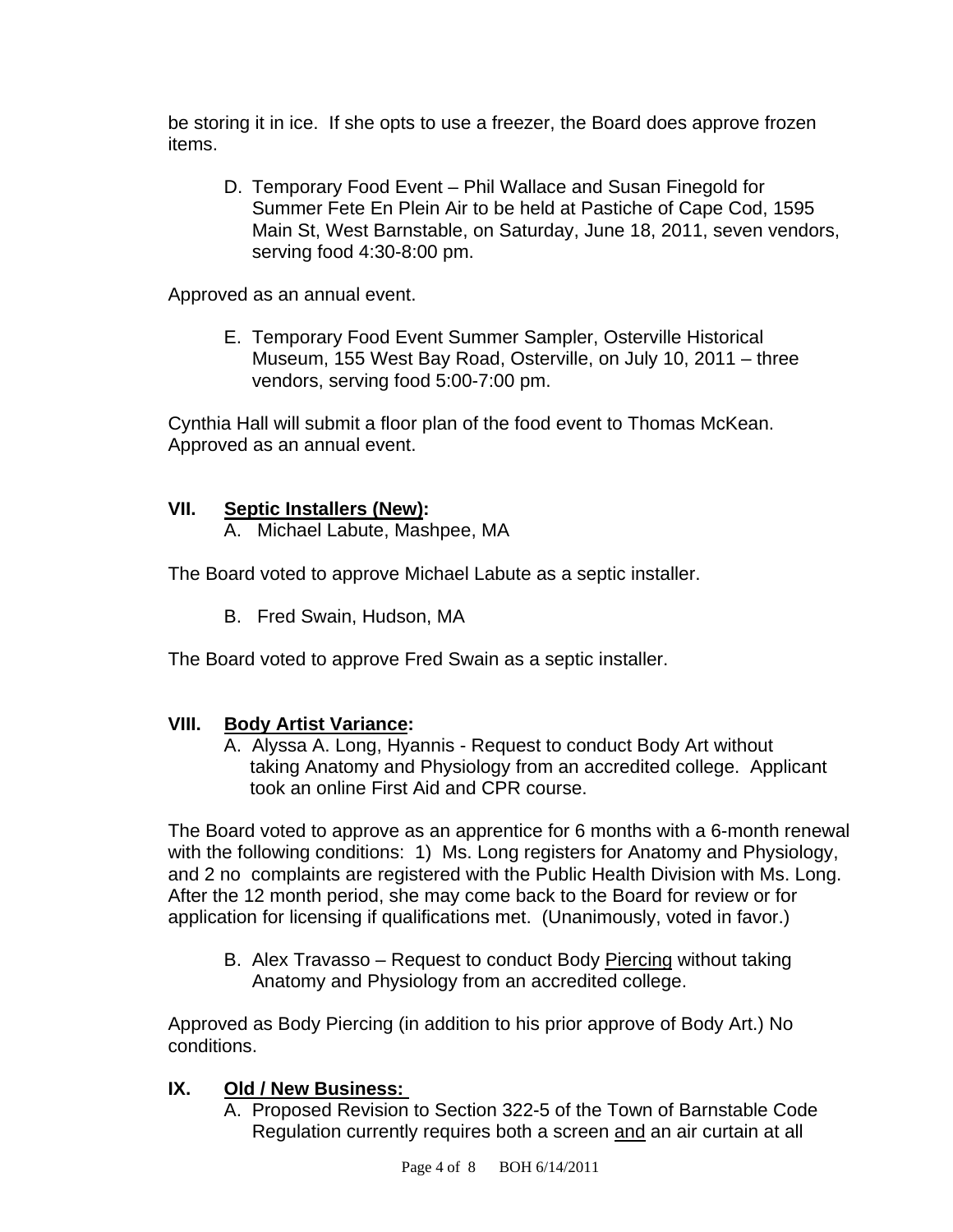be storing it in ice. If she opts to use a freezer, the Board does approve frozen items.

D. Temporary Food Event – Phil Wallace and Susan Finegold for Summer Fete En Plein Air to be held at Pastiche of Cape Cod, 1595 Main St, West Barnstable, on Saturday, June 18, 2011, seven vendors, serving food 4:30-8:00 pm.

Approved as an annual event.

E. Temporary Food Event Summer Sampler, Osterville Historical Museum, 155 West Bay Road, Osterville, on July 10, 2011 – three vendors, serving food 5:00-7:00 pm.

Cynthia Hall will submit a floor plan of the food event to Thomas McKean. Approved as an annual event.

## VII. Septic Installers (New):

A. Michael Labute, Mashpee, MA

The Board voted to approve Michael Labute as a septic installer.

B. Fred Swain, Hudson, MA

The Board voted to approve Fred Swain as a septic installer.

## VIII. Body Artist Variance:

A. Alyssa A. Long, Hyannis - Request to conduct Body Art without taking Anatomy and Physiology from an accredited college. Applicant took an online First Aid and CPR course.

The Board voted to approve as an apprentice for 6 months with a 6-month renewal with the following conditions: 1) Ms. Long registers for Anatomy and Physiology, and 2 no complaints are registered with the Public Health Division with Ms. Long. After the 12 month period, she may come back to the Board for review or for application for licensing if qualifications met. (Unanimously, voted in favor.)

B. Alex Travasso – Request to conduct Body Piercing without taking Anatomy and Physiology from an accredited college.

Approved as Body Piercing (in addition to his prior approve of Body Art.) No conditions.

## IX. Old / New Business:

A. Proposed Revision to Section 322-5 of the Town of Barnstable Code Regulation currently requires both a screen and an air curtain at all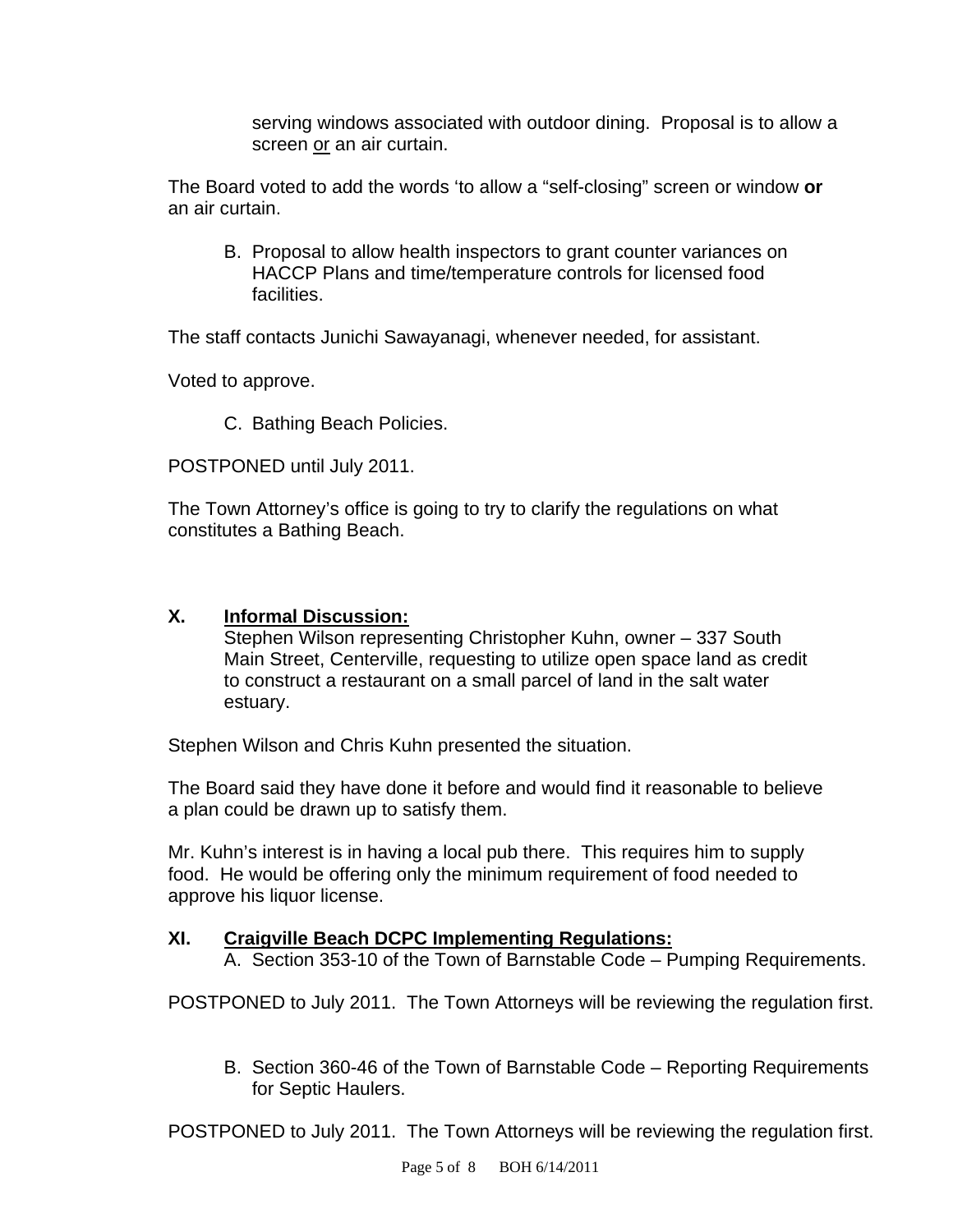serving windows associated with outdoor dining. Proposal is to allow a screen <u>or</u> an air curtain.

The Board voted to add the words 'to allow a "self-closing" screen or window **or** an air curtain.

B. Proposal to allow health inspectors to grant counter variances on HACCP Plans and time/temperature controls for licensed food facilities.

The staff contacts Junichi Sawayanagi, whenever needed, for assistant.

Voted to approve.

C. Bathing Beach Policies.

POSTPONED until July 2011.

The Town Attorney's office is going to try to clarify the regulations on what constitutes a Bathing Beach.

## X. **Informal Discussion:**

Stephen Wilson representing Christopher Kuhn, owner – 337 South Main Street, Centerville, requesting to utilize open space land as credit to construct a restaurant on a small parcel of land in the salt water estuary.

Stephen Wilson and Chris Kuhn presented the situation.

The Board said they have done it before and would find it reasonable to believe a plan could be drawn up to satisfy them.

Mr. Kuhn's interest is in having a local pub there. This requires him to supply food. He would be offering only the minimum requirement of food needed to approve his liquor license.

## XI. **Craigville Beach DCPC Implementing Regulations:**

A. Section 353-10 of the Town of Barnstable Code – Pumping Requirements.

POSTPONED to July 2011. The Town Attorneys will be reviewing the regulation first.

B. Section 360-46 of the Town of Barnstable Code – Reporting Requirements for Septic Haulers.

POSTPONED to July 2011. The Town Attorneys will be reviewing the regulation first.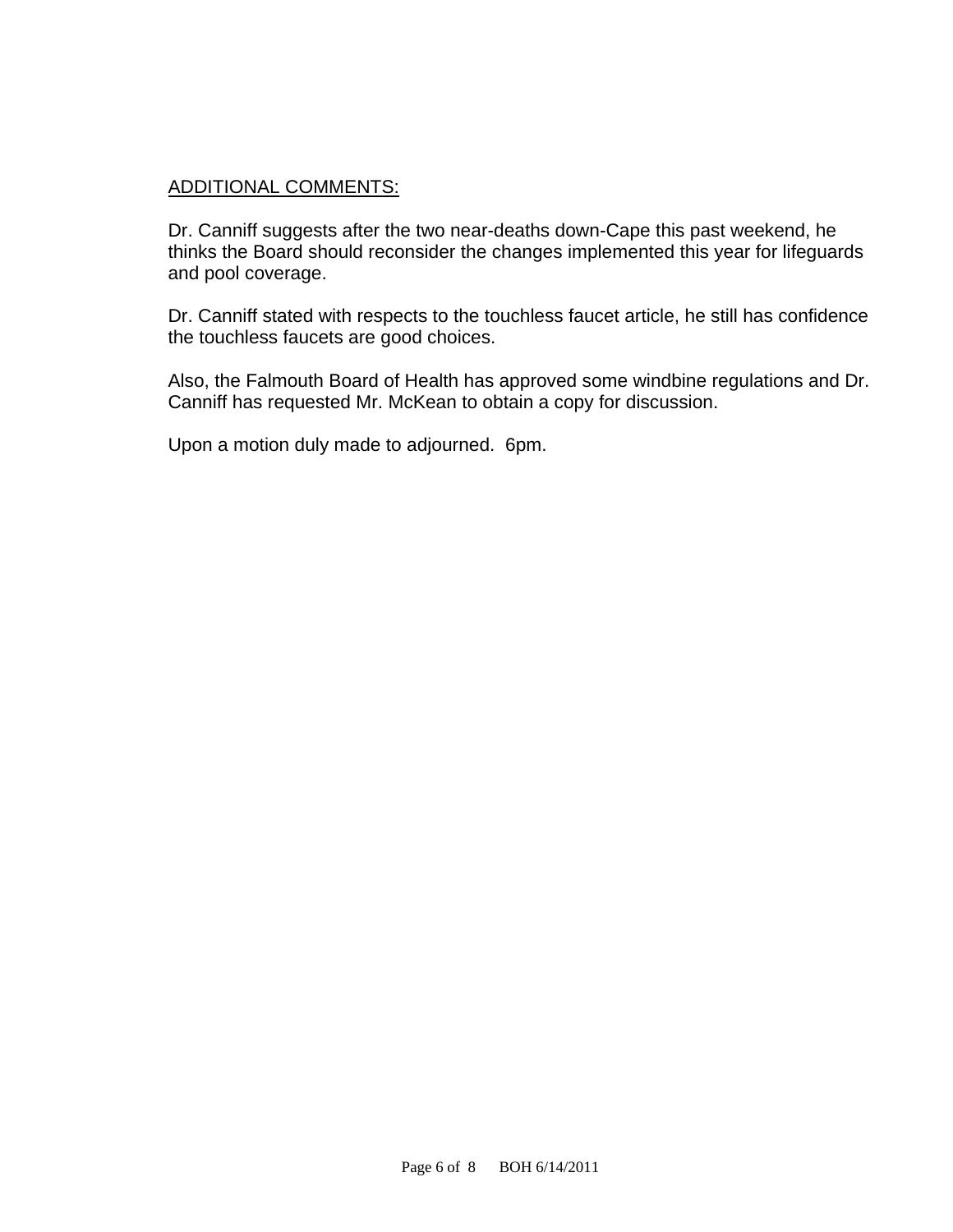ADDITIONAL COMMENTS:

Dr. Canniff suggests after the two near-deaths down-Cape this past weekend, he thinks the Board should reconsider the changes implemented this year for lifeguards and pool coverage.

Dr. Canniff stated with respects to the touchless faucet article, he still has confidence the touchless faucets are good choices.

Also, the Falmouth Board of Health has approved some windbine regulations and Dr. Canniff has requested Mr. McKean to obtain a copy for discussion.

Upon a motion duly made to adjourned. 6pm.